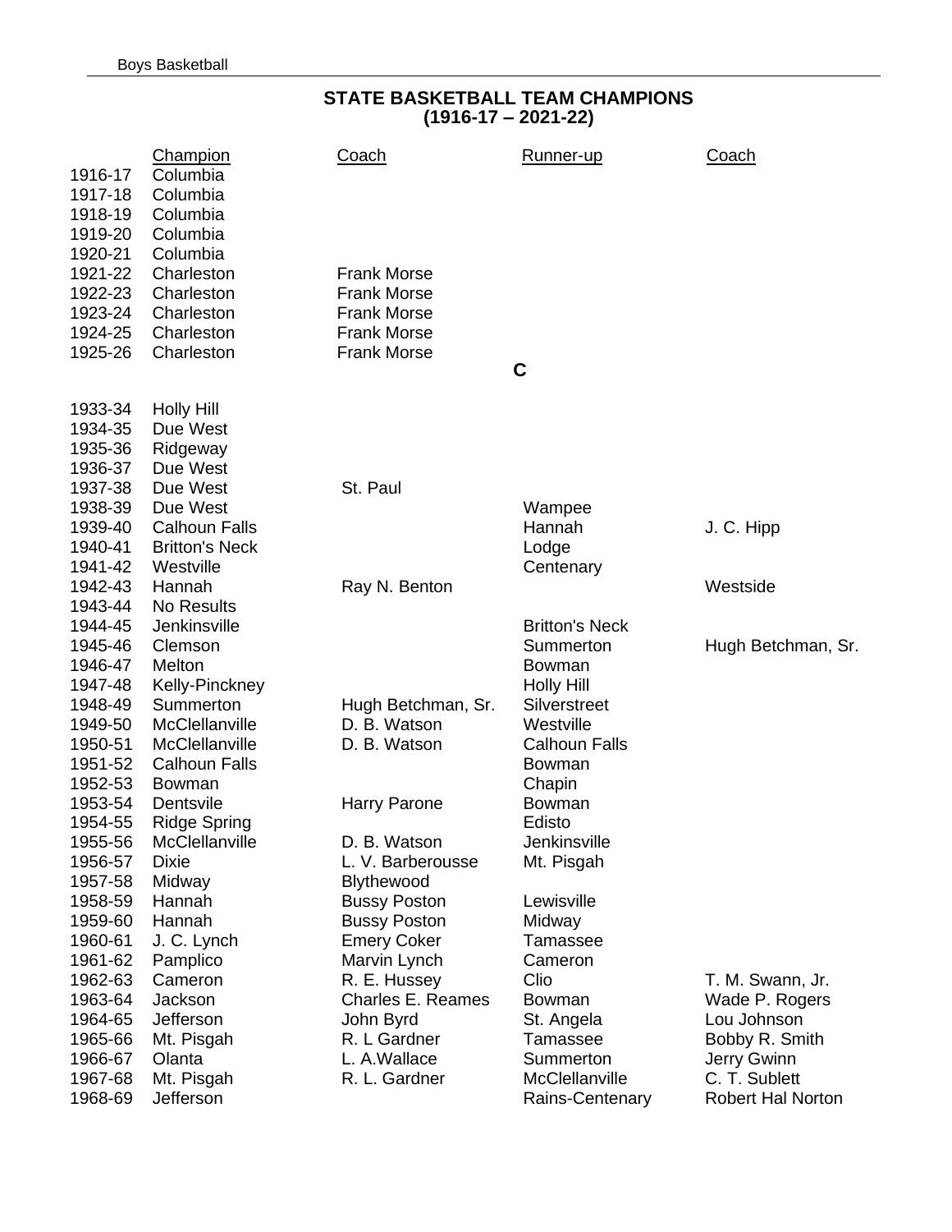# STATE BASKETBALL TEAM CHAMPIONS
## (1916-17 – 2021-22)

| | Champion | Coach | Runner-up | Coach |
|---|---|---|---|---|
| 1916-17 | Columbia | | | |
| 1917-18 | Columbia | | | |
| 1918-19 | Columbia | | | |
| 1919-20 | Columbia | | | |
| 1920-21 | Columbia | | | |
| 1921-22 | Charleston | Frank Morse | | |
| 1922-23 | Charleston | Frank Morse | | |
| 1923-24 | Charleston | Frank Morse | | |
| 1924-25 | Charleston | Frank Morse | | |
| 1925-26 | Charleston | Frank Morse | | |

**C**

| | Champion | Coach | Runner-up | Coach |
|---|---|---|---|---|
| 1933-34 | Holly Hill | | | |
| 1934-35 | Due West | | | |
| 1935-36 | Ridgeway | | | |
| 1936-37 | Due West | | | |
| 1937-38 | Due West | St. Paul | | |
| 1938-39 | Due West | | Wampee | |
| 1939-40 | Calhoun Falls | | Hannah | J. C. Hipp |
| 1940-41 | Britton's Neck | | Lodge | |
| 1941-42 | Westville | | Centenary | |
| 1942-43 | Hannah | Ray N. Benton | | Westside |
| 1943-44 | No Results | | | |
| 1944-45 | Jenkinsville | | Britton's Neck | |
| 1945-46 | Clemson | | Summerton | Hugh Betchman, Sr. |
| 1946-47 | Melton | | Bowman | |
| 1947-48 | Kelly-Pinckney | | Holly Hill | |
| 1948-49 | Summerton | Hugh Betchman, Sr. | Silverstreet | |
| 1949-50 | McClellanville | D. B. Watson | Westville | |
| 1950-51 | McClellanville | D. B. Watson | Calhoun Falls | |
| 1951-52 | Calhoun Falls | | Bowman | |
| 1952-53 | Bowman | | Chapin | |
| 1953-54 | Dentsvile | Harry Parone | Bowman | |
| 1954-55 | Ridge Spring | | Edisto | |
| 1955-56 | McClellanville | D. B. Watson | Jenkinsville | |
| 1956-57 | Dixie | L. V. Barberousse | Mt. Pisgah | |
| 1957-58 | Midway | Blythewood | | |
| 1958-59 | Hannah | Bussy Poston | Lewisville | |
| 1959-60 | Hannah | Bussy Poston | Midway | |
| 1960-61 | J. C. Lynch | Emery Coker | Tamassee | |
| 1961-62 | Pamplico | Marvin Lynch | Cameron | |
| 1962-63 | Cameron | R. E. Hussey | Clio | T. M. Swann, Jr. |
| 1963-64 | Jackson | Charles E. Reames | Bowman | Wade P. Rogers |
| 1964-65 | Jefferson | John Byrd | St. Angela | Lou Johnson |
| 1965-66 | Mt. Pisgah | R. L Gardner | Tamassee | Bobby R. Smith |
| 1966-67 | Olanta | L. A.Wallace | Summerton | Jerry Gwinn |
| 1967-68 | Mt. Pisgah | R. L. Gardner | McClellanville | C. T. Sublett |
| 1968-69 | Jefferson | | Rains-Centenary | Robert Hal Norton |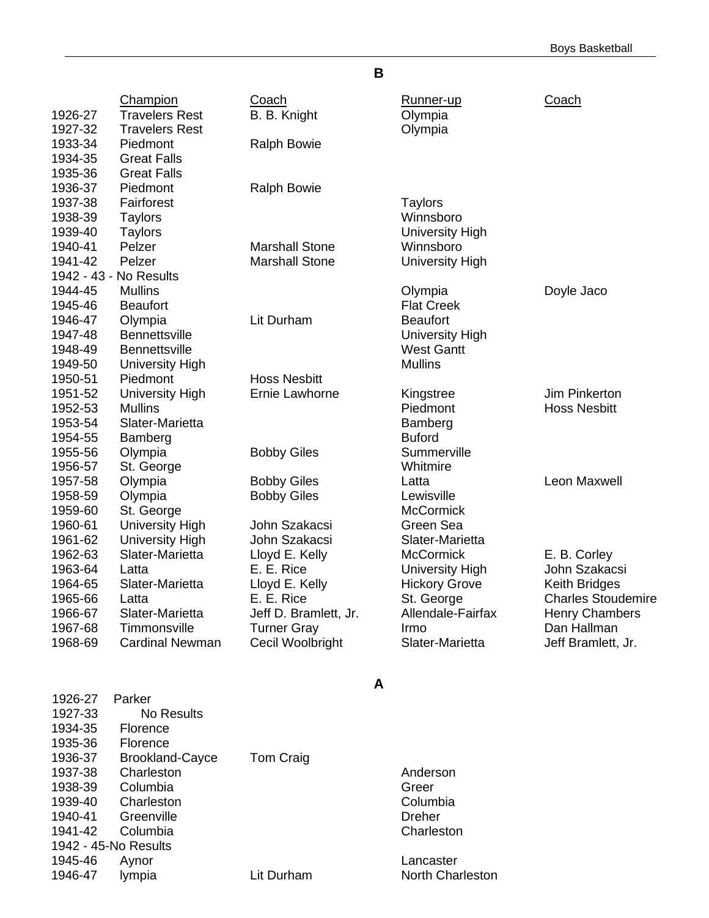## B

| | Champion | Coach | Runner-up | Coach |
|---|---|---|---|---|
| 1926-27 | Travelers Rest | B. B. Knight | Olympia | |
| 1927-32 | Travelers Rest | | Olympia | |
| 1933-34 | Piedmont | Ralph Bowie | | |
| 1934-35 | Great Falls | | | |
| 1935-36 | Great Falls | | | |
| 1936-37 | Piedmont | Ralph Bowie | | |
| 1937-38 | Fairforest | | Taylors | |
| 1938-39 | Taylors | | Winnsboro | |
| 1939-40 | Taylors | | University High | |
| 1940-41 | Pelzer | Marshall Stone | Winnsboro | |
| 1941-42 | Pelzer | Marshall Stone | University High | |
| 1942 - 43 - No Results | | | | |
| 1944-45 | Mullins | | Olympia | Doyle Jaco |
| 1945-46 | Beaufort | | Flat Creek | |
| 1946-47 | Olympia | Lit Durham | Beaufort | |
| 1947-48 | Bennettsville | | University High | |
| 1948-49 | Bennettsville | | West Gantt | |
| 1949-50 | University High | | Mullins | |
| 1950-51 | Piedmont | Hoss Nesbitt | | |
| 1951-52 | University High | Ernie Lawhorne | Kingstree | Jim Pinkerton |
| 1952-53 | Mullins | | Piedmont | Hoss Nesbitt |
| 1953-54 | Slater-Marietta | | Bamberg | |
| 1954-55 | Bamberg | | Buford | |
| 1955-56 | Olympia | Bobby Giles | Summerville | |
| 1956-57 | St. George | | Whitmire | |
| 1957-58 | Olympia | Bobby Giles | Latta | Leon Maxwell |
| 1958-59 | Olympia | Bobby Giles | Lewisville | |
| 1959-60 | St. George | | McCormick | |
| 1960-61 | University High | John Szakacsi | Green Sea | |
| 1961-62 | University High | John Szakacsi | Slater-Marietta | |
| 1962-63 | Slater-Marietta | Lloyd E. Kelly | McCormick | E. B. Corley |
| 1963-64 | Latta | E. E. Rice | University High | John Szakacsi |
| 1964-65 | Slater-Marietta | Lloyd E. Kelly | Hickory Grove | Keith Bridges |
| 1965-66 | Latta | E. E. Rice | St. George | Charles Stoudemire |
| 1966-67 | Slater-Marietta | Jeff D. Bramlett, Jr. | Allendale-Fairfax | Henry Chambers |
| 1967-68 | Timmonsville | Turner Gray | Irmo | Dan Hallman |
| 1968-69 | Cardinal Newman | Cecil Woolbright | Slater-Marietta | Jeff Bramlett, Jr. |

## A

| | Champion | Coach | Runner-up | Coach |
|---|---|---|---|---|
| 1926-27 | Parker | | | |
| 1927-33 | No Results | | | |
| 1934-35 | Florence | | | |
| 1935-36 | Florence | | | |
| 1936-37 | Brookland-Cayce | Tom Craig | | |
| 1937-38 | Charleston | | Anderson | |
| 1938-39 | Columbia | | Greer | |
| 1939-40 | Charleston | | Columbia | |
| 1940-41 | Greenville | | Dreher | |
| 1941-42 | Columbia | | Charleston | |
| 1942 - 45-No Results | | | | |
| 1945-46 | Aynor | | Lancaster | |
| 1946-47 | lympia | Lit Durham | North Charleston | |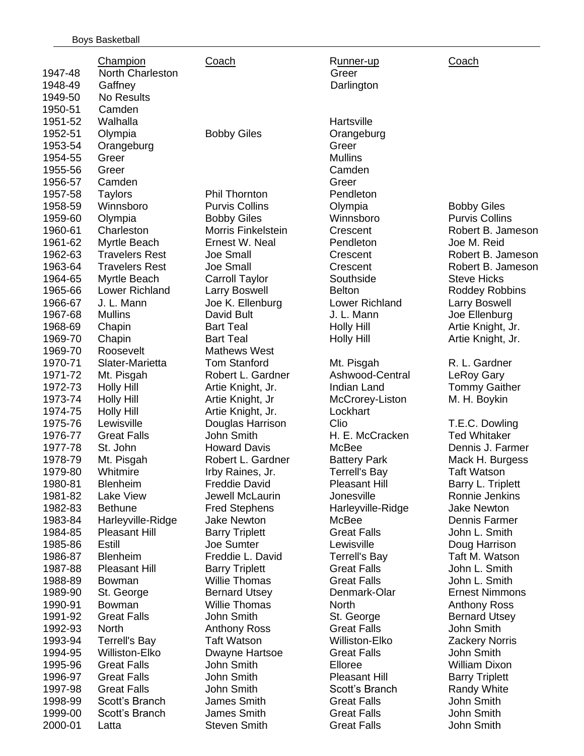Boys Basketball

| | Champion | Coach | Runner-up | Coach |
|---|---|---|---|---|
| 1947-48 | North Charleston | | Greer | |
| 1948-49 | Gaffney | | Darlington | |
| 1949-50 | No Results | | | |
| 1950-51 | Camden | | | |
| 1951-52 | Walhalla | | Hartsville | |
| 1952-51 | Olympia | Bobby Giles | Orangeburg | |
| 1953-54 | Orangeburg | | Greer | |
| 1954-55 | Greer | | Mullins | |
| 1955-56 | Greer | | Camden | |
| 1956-57 | Camden | | Greer | |
| 1957-58 | Taylors | Phil Thornton | Pendleton | |
| 1958-59 | Winnsboro | Purvis Collins | Olympia | Bobby Giles |
| 1959-60 | Olympia | Bobby Giles | Winnsboro | Purvis Collins |
| 1960-61 | Charleston | Morris Finkelstein | Crescent | Robert B. Jameson |
| 1961-62 | Myrtle Beach | Ernest W. Neal | Pendleton | Joe M. Reid |
| 1962-63 | Travelers Rest | Joe Small | Crescent | Robert B. Jameson |
| 1963-64 | Travelers Rest | Joe Small | Crescent | Robert B. Jameson |
| 1964-65 | Myrtle Beach | Carroll Taylor | Southside | Steve Hicks |
| 1965-66 | Lower Richland | Larry Boswell | Belton | Roddey Robbins |
| 1966-67 | J. L. Mann | Joe K. Ellenburg | Lower Richland | Larry Boswell |
| 1967-68 | Mullins | David Bult | J. L. Mann | Joe Ellenburg |
| 1968-69 | Chapin | Bart Teal | Holly Hill | Artie Knight, Jr. |
| 1969-70 | Chapin | Bart Teal | Holly Hill | Artie Knight, Jr. |
| 1969-70 | Roosevelt | Mathews West | | |
| 1970-71 | Slater-Marietta | Tom Stanford | Mt. Pisgah | R. L. Gardner |
| 1971-72 | Mt. Pisgah | Robert L. Gardner | Ashwood-Central | LeRoy Gary |
| 1972-73 | Holly Hill | Artie Knight, Jr. | Indian Land | Tommy Gaither |
| 1973-74 | Holly Hill | Artie Knight, Jr | McCrorey-Liston | M. H. Boykin |
| 1974-75 | Holly Hill | Artie Knight, Jr. | Lockhart | |
| 1975-76 | Lewisville | Douglas Harrison | Clio | T.E.C. Dowling |
| 1976-77 | Great Falls | John Smith | H. E. McCracken | Ted Whitaker |
| 1977-78 | St. John | Howard Davis | McBee | Dennis J. Farmer |
| 1978-79 | Mt. Pisgah | Robert L. Gardner | Battery Park | Mack H. Burgess |
| 1979-80 | Whitmire | Irby Raines, Jr. | Terrell's Bay | Taft Watson |
| 1980-81 | Blenheim | Freddie David | Pleasant Hill | Barry L. Triplett |
| 1981-82 | Lake View | Jewell McLaurin | Jonesville | Ronnie Jenkins |
| 1982-83 | Bethune | Fred Stephens | Harleyville-Ridge | Jake Newton |
| 1983-84 | Harleyville-Ridge | Jake Newton | McBee | Dennis Farmer |
| 1984-85 | Pleasant Hill | Barry Triplett | Great Falls | John L. Smith |
| 1985-86 | Estill | Joe Sumter | Lewisville | Doug Harrison |
| 1986-87 | Blenheim | Freddie L. David | Terrell's Bay | Taft M. Watson |
| 1987-88 | Pleasant Hill | Barry Triplett | Great Falls | John L. Smith |
| 1988-89 | Bowman | Willie Thomas | Great Falls | John L. Smith |
| 1989-90 | St. George | Bernard Utsey | Denmark-Olar | Ernest Nimmons |
| 1990-91 | Bowman | Willie Thomas | North | Anthony Ross |
| 1991-92 | Great Falls | John Smith | St. George | Bernard Utsey |
| 1992-93 | North | Anthony Ross | Great Falls | John Smith |
| 1993-94 | Terrell's Bay | Taft Watson | Williston-Elko | Zackery Norris |
| 1994-95 | Williston-Elko | Dwayne Hartsoe | Great Falls | John Smith |
| 1995-96 | Great Falls | John Smith | Elloree | William Dixon |
| 1996-97 | Great Falls | John Smith | Pleasant Hill | Barry Triplett |
| 1997-98 | Great Falls | John Smith | Scott's Branch | Randy White |
| 1998-99 | Scott's Branch | James Smith | Great Falls | John Smith |
| 1999-00 | Scott's Branch | James Smith | Great Falls | John Smith |
| 2000-01 | Latta | Steven Smith | Great Falls | John Smith |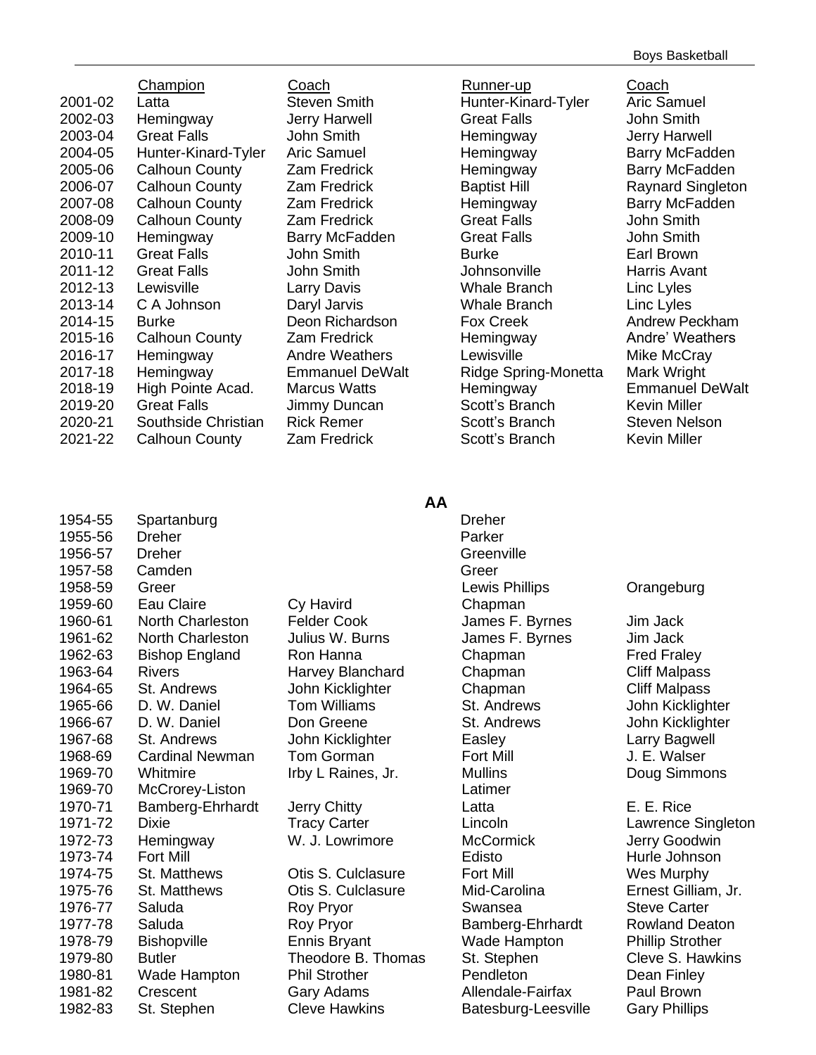| | Champion | Coach | Runner-up | Coach |
|---|---|---|---|---|
| 2001-02 | Latta | Steven Smith | Hunter-Kinard-Tyler | Aric Samuel |
| 2002-03 | Hemingway | Jerry Harwell | Great Falls | John Smith |
| 2003-04 | Great Falls | John Smith | Hemingway | Jerry Harwell |
| 2004-05 | Hunter-Kinard-Tyler | Aric Samuel | Hemingway | Barry McFadden |
| 2005-06 | Calhoun County | Zam Fredrick | Hemingway | Barry McFadden |
| 2006-07 | Calhoun County | Zam Fredrick | Baptist Hill | Raynard Singleton |
| 2007-08 | Calhoun County | Zam Fredrick | Hemingway | Barry McFadden |
| 2008-09 | Calhoun County | Zam Fredrick | Great Falls | John Smith |
| 2009-10 | Hemingway | Barry McFadden | Great Falls | John Smith |
| 2010-11 | Great Falls | John Smith | Burke | Earl Brown |
| 2011-12 | Great Falls | John Smith | Johnsonville | Harris Avant |
| 2012-13 | Lewisville | Larry Davis | Whale Branch | Linc Lyles |
| 2013-14 | C A Johnson | Daryl Jarvis | Whale Branch | Linc Lyles |
| 2014-15 | Burke | Deon Richardson | Fox Creek | Andrew Peckham |
| 2015-16 | Calhoun County | Zam Fredrick | Hemingway | Andre' Weathers |
| 2016-17 | Hemingway | Andre Weathers | Lewisville | Mike McCray |
| 2017-18 | Hemingway | Emmanuel DeWalt | Ridge Spring-Monetta | Mark Wright |
| 2018-19 | High Pointe Acad. | Marcus Watts | Hemingway | Emmanuel DeWalt |
| 2019-20 | Great Falls | Jimmy Duncan | Scott's Branch | Kevin Miller |
| 2020-21 | Southside Christian | Rick Remer | Scott's Branch | Steven Nelson |
| 2021-22 | Calhoun County | Zam Fredrick | Scott's Branch | Kevin Miller |

## AA

| | Champion | Coach | Runner-up | Coach |
|---|---|---|---|---|
| 1954-55 | Spartanburg | | Dreher | |
| 1955-56 | Dreher | | Parker | |
| 1956-57 | Dreher | | Greenville | |
| 1957-58 | Camden | | Greer | |
| 1958-59 | Greer | | Lewis Phillips | Orangeburg |
| 1959-60 | Eau Claire | Cy Havird | Chapman | |
| 1960-61 | North Charleston | Felder Cook | James F. Byrnes | Jim Jack |
| 1961-62 | North Charleston | Julius W. Burns | James F. Byrnes | Jim Jack |
| 1962-63 | Bishop England | Ron Hanna | Chapman | Fred Fraley |
| 1963-64 | Rivers | Harvey Blanchard | Chapman | Cliff Malpass |
| 1964-65 | St. Andrews | John Kicklighter | Chapman | Cliff Malpass |
| 1965-66 | D. W. Daniel | Tom Williams | St. Andrews | John Kicklighter |
| 1966-67 | D. W. Daniel | Don Greene | St. Andrews | John Kicklighter |
| 1967-68 | St. Andrews | John Kicklighter | Easley | Larry Bagwell |
| 1968-69 | Cardinal Newman | Tom Gorman | Fort Mill | J. E. Walser |
| 1969-70 | Whitmire | Irby L Raines, Jr. | Mullins | Doug Simmons |
| 1969-70 | McCrorey-Liston | | Latimer | |
| 1970-71 | Bamberg-Ehrhardt | Jerry Chitty | Latta | E. E. Rice |
| 1971-72 | Dixie | Tracy Carter | Lincoln | Lawrence Singleton |
| 1972-73 | Hemingway | W. J. Lowrimore | McCormick | Jerry Goodwin |
| 1973-74 | Fort Mill | | Edisto | Hurle Johnson |
| 1974-75 | St. Matthews | Otis S. Culclasure | Fort Mill | Wes Murphy |
| 1975-76 | St. Matthews | Otis S. Culclasure | Mid-Carolina | Ernest Gilliam, Jr. |
| 1976-77 | Saluda | Roy Pryor | Swansea | Steve Carter |
| 1977-78 | Saluda | Roy Pryor | Bamberg-Ehrhardt | Rowland Deaton |
| 1978-79 | Bishopville | Ennis Bryant | Wade Hampton | Phillip Strother |
| 1979-80 | Butler | Theodore B. Thomas | St. Stephen | Cleve S. Hawkins |
| 1980-81 | Wade Hampton | Phil Strother | Pendleton | Dean Finley |
| 1981-82 | Crescent | Gary Adams | Allendale-Fairfax | Paul Brown |
| 1982-83 | St. Stephen | Cleve Hawkins | Batesburg-Leesville | Gary Phillips |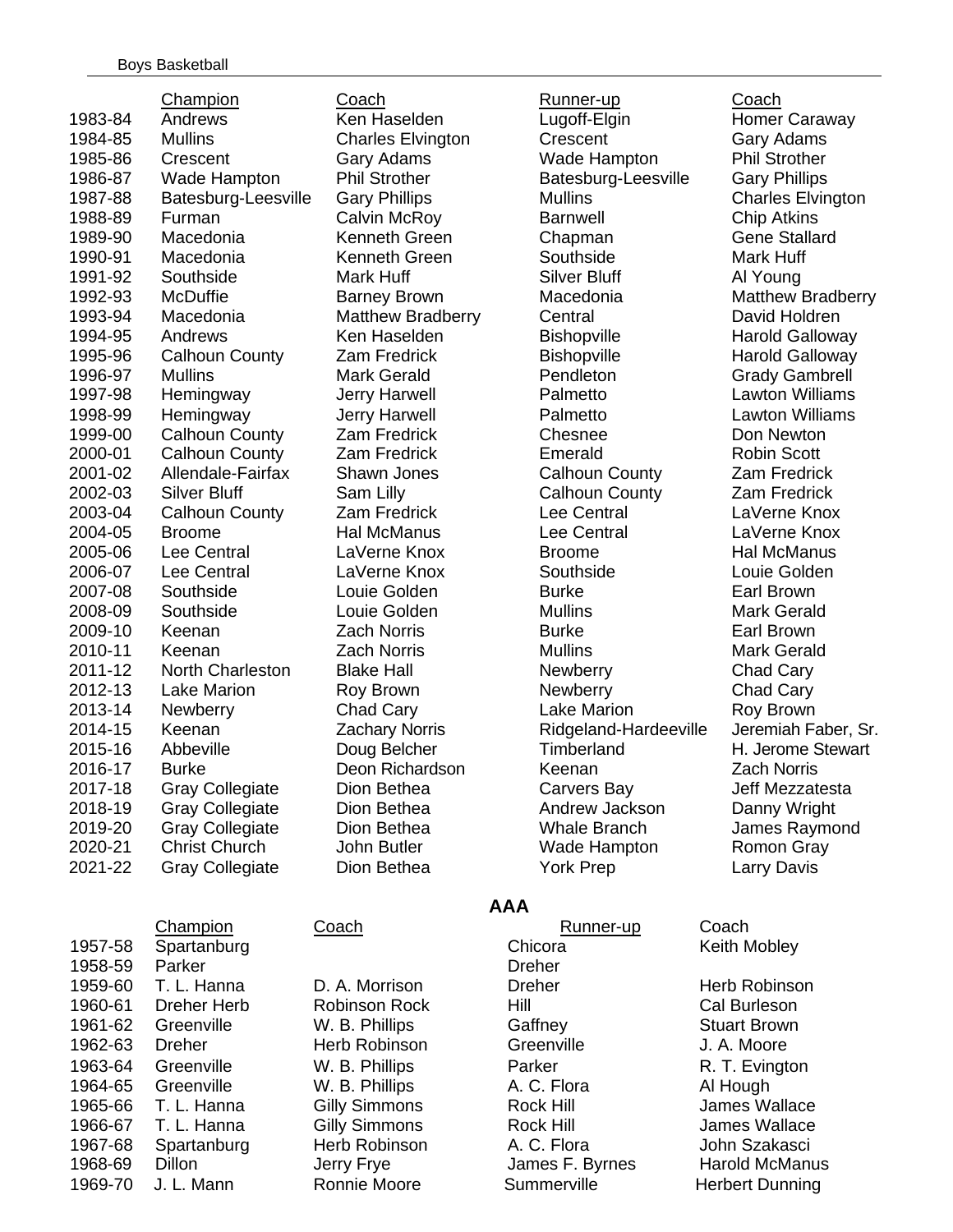| | Champion | Coach | Runner-up | Coach |
|---|---|---|---|---|
| 1983-84 | Andrews | Ken Haselden | Lugoff-Elgin | Homer Caraway |
| 1984-85 | Mullins | Charles Elvington | Crescent | Gary Adams |
| 1985-86 | Crescent | Gary Adams | Wade Hampton | Phil Strother |
| 1986-87 | Wade Hampton | Phil Strother | Batesburg-Leesville | Gary Phillips |
| 1987-88 | Batesburg-Leesville | Gary Phillips | Mullins | Charles Elvington |
| 1988-89 | Furman | Calvin McRoy | Barnwell | Chip Atkins |
| 1989-90 | Macedonia | Kenneth Green | Chapman | Gene Stallard |
| 1990-91 | Macedonia | Kenneth Green | Southside | Mark Huff |
| 1991-92 | Southside | Mark Huff | Silver Bluff | Al Young |
| 1992-93 | McDuffie | Barney Brown | Macedonia | Matthew Bradberry |
| 1993-94 | Macedonia | Matthew Bradberry | Central | David Holdren |
| 1994-95 | Andrews | Ken Haselden | Bishopville | Harold Galloway |
| 1995-96 | Calhoun County | Zam Fredrick | Bishopville | Harold Galloway |
| 1996-97 | Mullins | Mark Gerald | Pendleton | Grady Gambrell |
| 1997-98 | Hemingway | Jerry Harwell | Palmetto | Lawton Williams |
| 1998-99 | Hemingway | Jerry Harwell | Palmetto | Lawton Williams |
| 1999-00 | Calhoun County | Zam Fredrick | Chesnee | Don Newton |
| 2000-01 | Calhoun County | Zam Fredrick | Emerald | Robin Scott |
| 2001-02 | Allendale-Fairfax | Shawn Jones | Calhoun County | Zam Fredrick |
| 2002-03 | Silver Bluff | Sam Lilly | Calhoun County | Zam Fredrick |
| 2003-04 | Calhoun County | Zam Fredrick | Lee Central | LaVerne Knox |
| 2004-05 | Broome | Hal McManus | Lee Central | LaVerne Knox |
| 2005-06 | Lee Central | LaVerne Knox | Broome | Hal McManus |
| 2006-07 | Lee Central | LaVerne Knox | Southside | Louie Golden |
| 2007-08 | Southside | Louie Golden | Burke | Earl Brown |
| 2008-09 | Southside | Louie Golden | Mullins | Mark Gerald |
| 2009-10 | Keenan | Zach Norris | Burke | Earl Brown |
| 2010-11 | Keenan | Zach Norris | Mullins | Mark Gerald |
| 2011-12 | North Charleston | Blake Hall | Newberry | Chad Cary |
| 2012-13 | Lake Marion | Roy Brown | Newberry | Chad Cary |
| 2013-14 | Newberry | Chad Cary | Lake Marion | Roy Brown |
| 2014-15 | Keenan | Zachary Norris | Ridgeland-Hardeeville | Jeremiah Faber, Sr. |
| 2015-16 | Abbeville | Doug Belcher | Timberland | H. Jerome Stewart |
| 2016-17 | Burke | Deon Richardson | Keenan | Zach Norris |
| 2017-18 | Gray Collegiate | Dion Bethea | Carvers Bay | Jeff Mezzatesta |
| 2018-19 | Gray Collegiate | Dion Bethea | Andrew Jackson | Danny Wright |
| 2019-20 | Gray Collegiate | Dion Bethea | Whale Branch | James Raymond |
| 2020-21 | Christ Church | John Butler | Wade Hampton | Romon Gray |
| 2021-22 | Gray Collegiate | Dion Bethea | York Prep | Larry Davis |

## AAA

| | Champion | Coach | Runner-up | Coach |
|---|---|---|---|---|
| 1957-58 | Spartanburg | | Chicora | Keith Mobley |
| 1958-59 | Parker | | Dreher | |
| 1959-60 | T. L. Hanna | D. A. Morrison | Dreher | Herb Robinson |
| 1960-61 | Dreher Herb | Robinson Rock | Hill | Cal Burleson |
| 1961-62 | Greenville | W. B. Phillips | Gaffney | Stuart Brown |
| 1962-63 | Dreher | Herb Robinson | Greenville | J. A. Moore |
| 1963-64 | Greenville | W. B. Phillips | Parker | R. T. Evington |
| 1964-65 | Greenville | W. B. Phillips | A. C. Flora | Al Hough |
| 1965-66 | T. L. Hanna | Gilly Simmons | Rock Hill | James Wallace |
| 1966-67 | T. L. Hanna | Gilly Simmons | Rock Hill | James Wallace |
| 1967-68 | Spartanburg | Herb Robinson | A. C. Flora | John Szakasci |
| 1968-69 | Dillon | Jerry Frye | James F. Byrnes | Harold McManus |
| 1969-70 | J. L. Mann | Ronnie Moore | Summerville | Herbert Dunning |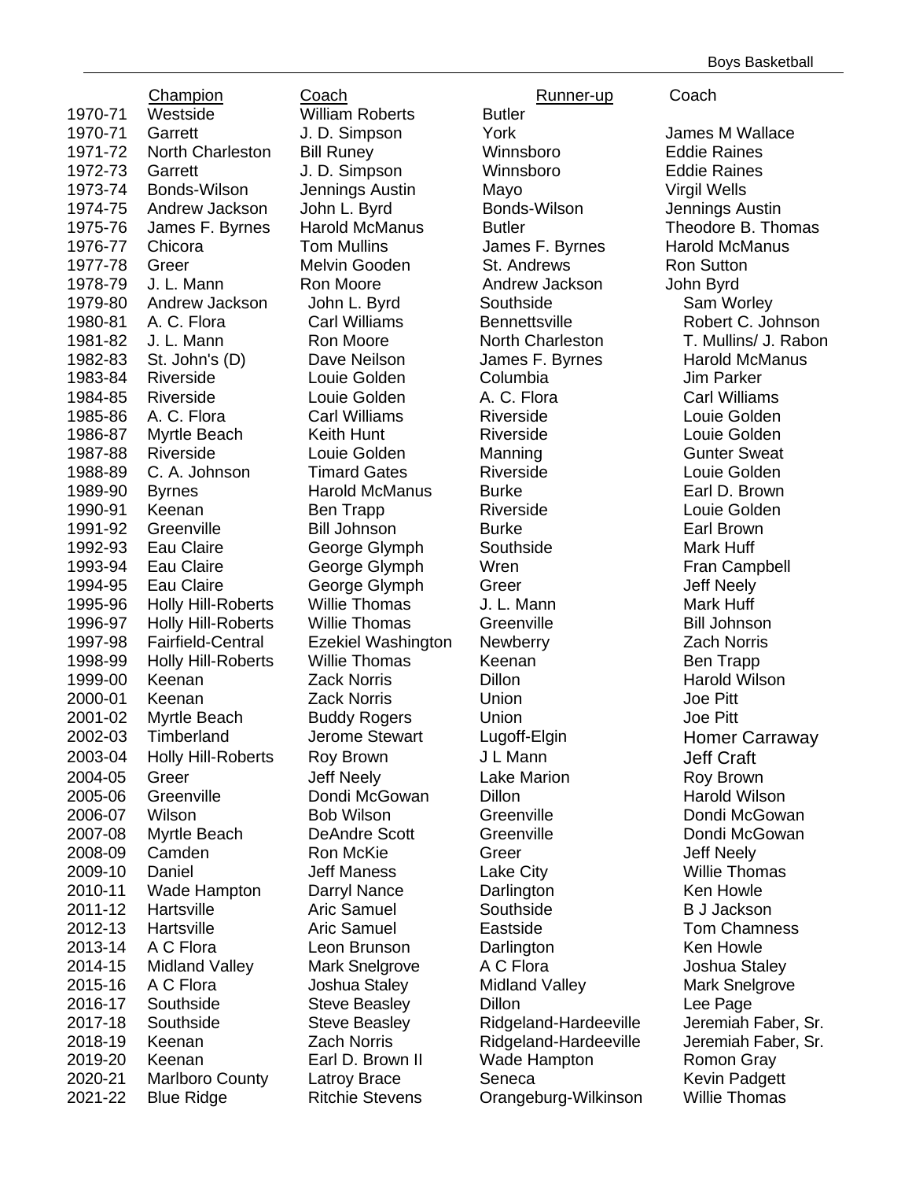| | Champion | Coach | Runner-up | Coach |
|---|---|---|---|---|
| 1970-71 | Westside | William Roberts | Butler | |
| 1970-71 | Garrett | J. D. Simpson | York | James M Wallace |
| 1971-72 | North Charleston | Bill Runey | Winnsboro | Eddie Raines |
| 1972-73 | Garrett | J. D. Simpson | Winnsboro | Eddie Raines |
| 1973-74 | Bonds-Wilson | Jennings Austin | Mayo | Virgil Wells |
| 1974-75 | Andrew Jackson | John L. Byrd | Bonds-Wilson | Jennings Austin |
| 1975-76 | James F. Byrnes | Harold McManus | Butler | Theodore B. Thomas |
| 1976-77 | Chicora | Tom Mullins | James F. Byrnes | Harold McManus |
| 1977-78 | Greer | Melvin Gooden | St. Andrews | Ron Sutton |
| 1978-79 | J. L. Mann | Ron Moore | Andrew Jackson | John Byrd |
| 1979-80 | Andrew Jackson | John L. Byrd | Southside | Sam Worley |
| 1980-81 | A. C. Flora | Carl Williams | Bennettsville | Robert C. Johnson |
| 1981-82 | J. L. Mann | Ron Moore | North Charleston | T. Mullins/ J. Rabon |
| 1982-83 | St. John's (D) | Dave Neilson | James F. Byrnes | Harold McManus |
| 1983-84 | Riverside | Louie Golden | Columbia | Jim Parker |
| 1984-85 | Riverside | Louie Golden | A. C. Flora | Carl Williams |
| 1985-86 | A. C. Flora | Carl Williams | Riverside | Louie Golden |
| 1986-87 | Myrtle Beach | Keith Hunt | Riverside | Louie Golden |
| 1987-88 | Riverside | Louie Golden | Manning | Gunter Sweat |
| 1988-89 | C. A. Johnson | Timard Gates | Riverside | Louie Golden |
| 1989-90 | Byrnes | Harold McManus | Burke | Earl D. Brown |
| 1990-91 | Keenan | Ben Trapp | Riverside | Louie Golden |
| 1991-92 | Greenville | Bill Johnson | Burke | Earl Brown |
| 1992-93 | Eau Claire | George Glymph | Southside | Mark Huff |
| 1993-94 | Eau Claire | George Glymph | Wren | Fran Campbell |
| 1994-95 | Eau Claire | George Glymph | Greer | Jeff Neely |
| 1995-96 | Holly Hill-Roberts | Willie Thomas | J. L. Mann | Mark Huff |
| 1996-97 | Holly Hill-Roberts | Willie Thomas | Greenville | Bill Johnson |
| 1997-98 | Fairfield-Central | Ezekiel Washington | Newberry | Zach Norris |
| 1998-99 | Holly Hill-Roberts | Willie Thomas | Keenan | Ben Trapp |
| 1999-00 | Keenan | Zack Norris | Dillon | Harold Wilson |
| 2000-01 | Keenan | Zack Norris | Union | Joe Pitt |
| 2001-02 | Myrtle Beach | Buddy Rogers | Union | Joe Pitt |
| 2002-03 | Timberland | Jerome Stewart | Lugoff-Elgin | Homer Carraway |
| 2003-04 | Holly Hill-Roberts | Roy Brown | J L Mann | Jeff Craft |
| 2004-05 | Greer | Jeff Neely | Lake Marion | Roy Brown |
| 2005-06 | Greenville | Dondi McGowan | Dillon | Harold Wilson |
| 2006-07 | Wilson | Bob Wilson | Greenville | Dondi McGowan |
| 2007-08 | Myrtle Beach | DeAndre Scott | Greenville | Dondi McGowan |
| 2008-09 | Camden | Ron McKie | Greer | Jeff Neely |
| 2009-10 | Daniel | Jeff Maness | Lake City | Willie Thomas |
| 2010-11 | Wade Hampton | Darryl Nance | Darlington | Ken Howle |
| 2011-12 | Hartsville | Aric Samuel | Southside | B J Jackson |
| 2012-13 | Hartsville | Aric Samuel | Eastside | Tom Chamness |
| 2013-14 | A C Flora | Leon Brunson | Darlington | Ken Howle |
| 2014-15 | Midland Valley | Mark Snelgrove | A C Flora | Joshua Staley |
| 2015-16 | A C Flora | Joshua Staley | Midland Valley | Mark Snelgrove |
| 2016-17 | Southside | Steve Beasley | Dillon | Lee Page |
| 2017-18 | Southside | Steve Beasley | Ridgeland-Hardeeville | Jeremiah Faber, Sr. |
| 2018-19 | Keenan | Zach Norris | Ridgeland-Hardeeville | Jeremiah Faber, Sr. |
| 2019-20 | Keenan | Earl D. Brown II | Wade Hampton | Romon Gray |
| 2020-21 | Marlboro County | Latroy Brace | Seneca | Kevin Padgett |
| 2021-22 | Blue Ridge | Ritchie Stevens | Orangeburg-Wilkinson | Willie Thomas |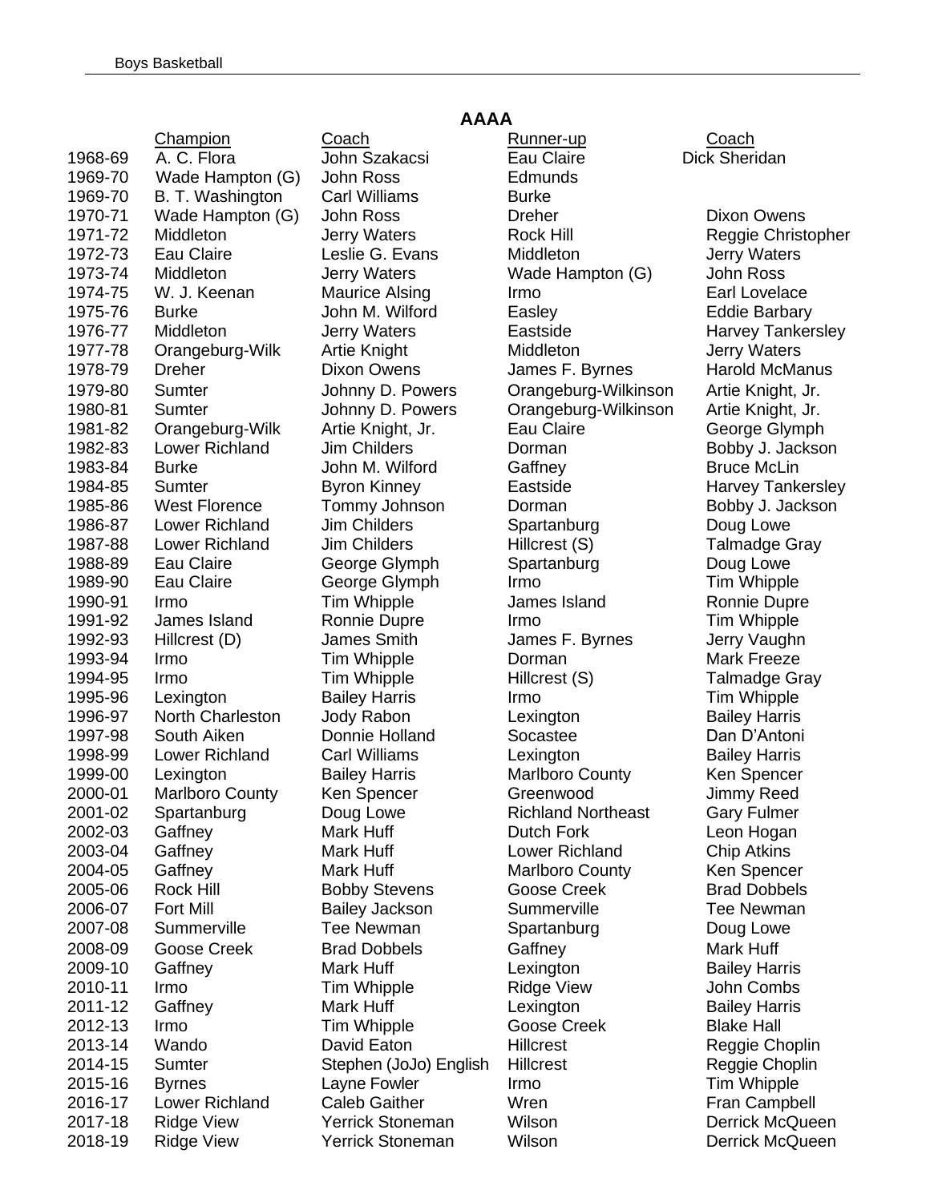## AAAA

| | Champion | Coach | Runner-up | Coach |
|---|---|---|---|---|
| 1968-69 | A. C. Flora | John Szakacsi | Eau Claire | Dick Sheridan |
| 1969-70 | Wade Hampton (G) | John Ross | Edmunds | |
| 1969-70 | B. T. Washington | Carl Williams | Burke | |
| 1970-71 | Wade Hampton (G) | John Ross | Dreher | Dixon Owens |
| 1971-72 | Middleton | Jerry Waters | Rock Hill | Reggie Christopher |
| 1972-73 | Eau Claire | Leslie G. Evans | Middleton | Jerry Waters |
| 1973-74 | Middleton | Jerry Waters | Wade Hampton (G) | John Ross |
| 1974-75 | W. J. Keenan | Maurice Alsing | Irmo | Earl Lovelace |
| 1975-76 | Burke | John M. Wilford | Easley | Eddie Barbary |
| 1976-77 | Middleton | Jerry Waters | Eastside | Harvey Tankersley |
| 1977-78 | Orangeburg-Wilk | Artie Knight | Middleton | Jerry Waters |
| 1978-79 | Dreher | Dixon Owens | James F. Byrnes | Harold McManus |
| 1979-80 | Sumter | Johnny D. Powers | Orangeburg-Wilkinson | Artie Knight, Jr. |
| 1980-81 | Sumter | Johnny D. Powers | Orangeburg-Wilkinson | Artie Knight, Jr. |
| 1981-82 | Orangeburg-Wilk | Artie Knight, Jr. | Eau Claire | George Glymph |
| 1982-83 | Lower Richland | Jim Childers | Dorman | Bobby J. Jackson |
| 1983-84 | Burke | John M. Wilford | Gaffney | Bruce McLin |
| 1984-85 | Sumter | Byron Kinney | Eastside | Harvey Tankersley |
| 1985-86 | West Florence | Tommy Johnson | Dorman | Bobby J. Jackson |
| 1986-87 | Lower Richland | Jim Childers | Spartanburg | Doug Lowe |
| 1987-88 | Lower Richland | Jim Childers | Hillcrest (S) | Talmadge Gray |
| 1988-89 | Eau Claire | George Glymph | Spartanburg | Doug Lowe |
| 1989-90 | Eau Claire | George Glymph | Irmo | Tim Whipple |
| 1990-91 | Irmo | Tim Whipple | James Island | Ronnie Dupre |
| 1991-92 | James Island | Ronnie Dupre | Irmo | Tim Whipple |
| 1992-93 | Hillcrest (D) | James Smith | James F. Byrnes | Jerry Vaughn |
| 1993-94 | Irmo | Tim Whipple | Dorman | Mark Freeze |
| 1994-95 | Irmo | Tim Whipple | Hillcrest (S) | Talmadge Gray |
| 1995-96 | Lexington | Bailey Harris | Irmo | Tim Whipple |
| 1996-97 | North Charleston | Jody Rabon | Lexington | Bailey Harris |
| 1997-98 | South Aiken | Donnie Holland | Socastee | Dan D'Antoni |
| 1998-99 | Lower Richland | Carl Williams | Lexington | Bailey Harris |
| 1999-00 | Lexington | Bailey Harris | Marlboro County | Ken Spencer |
| 2000-01 | Marlboro County | Ken Spencer | Greenwood | Jimmy Reed |
| 2001-02 | Spartanburg | Doug Lowe | Richland Northeast | Gary Fulmer |
| 2002-03 | Gaffney | Mark Huff | Dutch Fork | Leon Hogan |
| 2003-04 | Gaffney | Mark Huff | Lower Richland | Chip Atkins |
| 2004-05 | Gaffney | Mark Huff | Marlboro County | Ken Spencer |
| 2005-06 | Rock Hill | Bobby Stevens | Goose Creek | Brad Dobbels |
| 2006-07 | Fort Mill | Bailey Jackson | Summerville | Tee Newman |
| 2007-08 | Summerville | Tee Newman | Spartanburg | Doug Lowe |
| 2008-09 | Goose Creek | Brad Dobbels | Gaffney | Mark Huff |
| 2009-10 | Gaffney | Mark Huff | Lexington | Bailey Harris |
| 2010-11 | Irmo | Tim Whipple | Ridge View | John Combs |
| 2011-12 | Gaffney | Mark Huff | Lexington | Bailey Harris |
| 2012-13 | Irmo | Tim Whipple | Goose Creek | Blake Hall |
| 2013-14 | Wando | David Eaton | Hillcrest | Reggie Choplin |
| 2014-15 | Sumter | Stephen (JoJo) English | Hillcrest | Reggie Choplin |
| 2015-16 | Byrnes | Layne Fowler | Irmo | Tim Whipple |
| 2016-17 | Lower Richland | Caleb Gaither | Wren | Fran Campbell |
| 2017-18 | Ridge View | Yerrick Stoneman | Wilson | Derrick McQueen |
| 2018-19 | Ridge View | Yerrick Stoneman | Wilson | Derrick McQueen |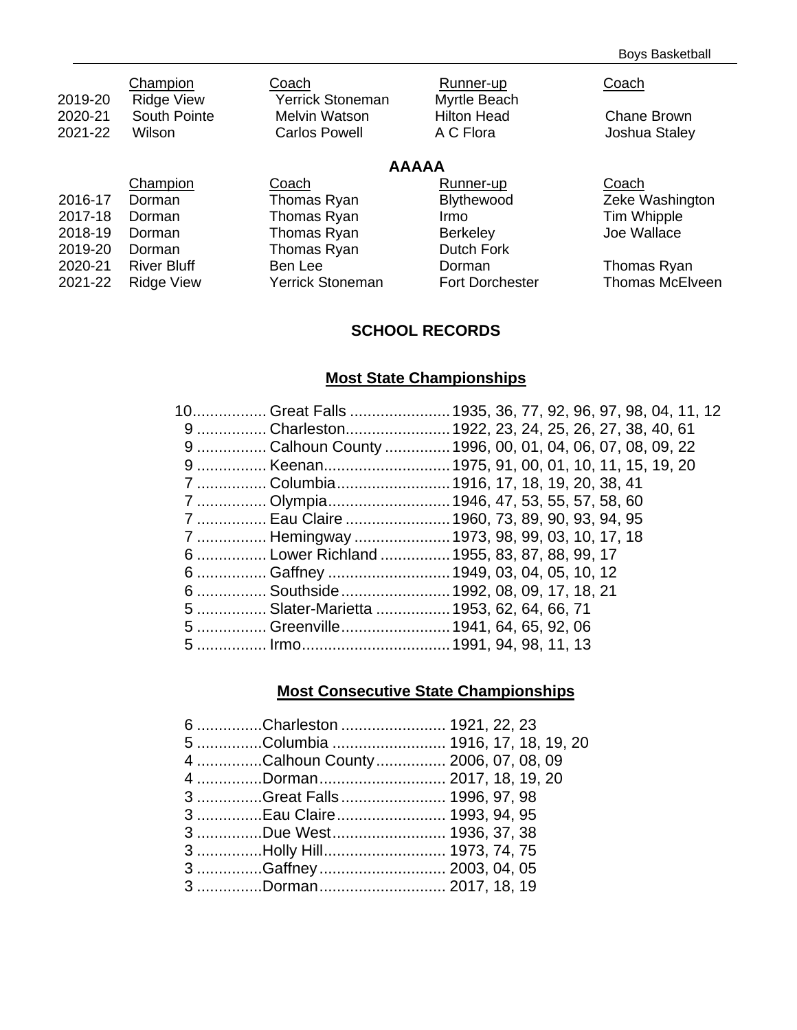| | Champion | Coach | Runner-up | Coach |
|---|---|---|---|---|
| 2019-20 | Ridge View | Yerrick Stoneman | Myrtle Beach | |
| 2020-21 | South Pointe | Melvin Watson | Hilton Head | Chane Brown |
| 2021-22 | Wilson | Carlos Powell | A C Flora | Joshua Staley |

## AAAAA

| | Champion | Coach | Runner-up | Coach |
|---|---|---|---|---|
| 2016-17 | Dorman | Thomas Ryan | Blythewood | Zeke Washington |
| 2017-18 | Dorman | Thomas Ryan | Irmo | Tim Whipple |
| 2018-19 | Dorman | Thomas Ryan | Berkeley | Joe Wallace |
| 2019-20 | Dorman | Thomas Ryan | Dutch Fork | |
| 2020-21 | River Bluff | Ben Lee | Dorman | Thomas Ryan |
| 2021-22 | Ridge View | Yerrick Stoneman | Fort Dorchester | Thomas McElveen |

## SCHOOL RECORDS

### Most State Championships

10................ Great Falls ...................... 1935, 36, 77, 92, 96, 97, 98, 04, 11, 12
9 ............... Charleston....................... 1922, 23, 24, 25, 26, 27, 38, 40, 61
9 ............... Calhoun County .............. 1996, 00, 01, 04, 06, 07, 08, 09, 22
9 ............... Keenan............................ 1975, 91, 00, 01, 10, 11, 15, 19, 20
7 ............... Columbia......................... 1916, 17, 18, 19, 20, 38, 41
7 ............... Olympia........................... 1946, 47, 53, 55, 57, 58, 60
7 ............... Eau Claire ....................... 1960, 73, 89, 90, 93, 94, 95
7 ............... Hemingway ..................... 1973, 98, 99, 03, 10, 17, 18
6 ............... Lower Richland ............... 1955, 83, 87, 88, 99, 17
6 ............... Gaffney ........................... 1949, 03, 04, 05, 10, 12
6 ............... Southside........................ 1992, 08, 09, 17, 18, 21
5 ............... Slater-Marietta ................ 1953, 62, 64, 66, 71
5 ............... Greenville........................ 1941, 64, 65, 92, 06
5 ............... Irmo................................. 1991, 94, 98, 11, 13

### Most Consecutive State Championships

6 ..............Charleston ....................... 1921, 22, 23
5 ..............Columbia ......................... 1916, 17, 18, 19, 20
4 ..............Calhoun County............... 2006, 07, 08, 09
4 ..............Dorman............................ 2017, 18, 19, 20
3 ..............Great Falls....................... 1996, 97, 98
3 ..............Eau Claire........................ 1993, 94, 95
3 ..............Due West......................... 1936, 37, 38
3 ..............Holly Hill........................... 1973, 74, 75
3 ..............Gaffney............................ 2003, 04, 05
3 ..............Dorman............................ 2017, 18, 19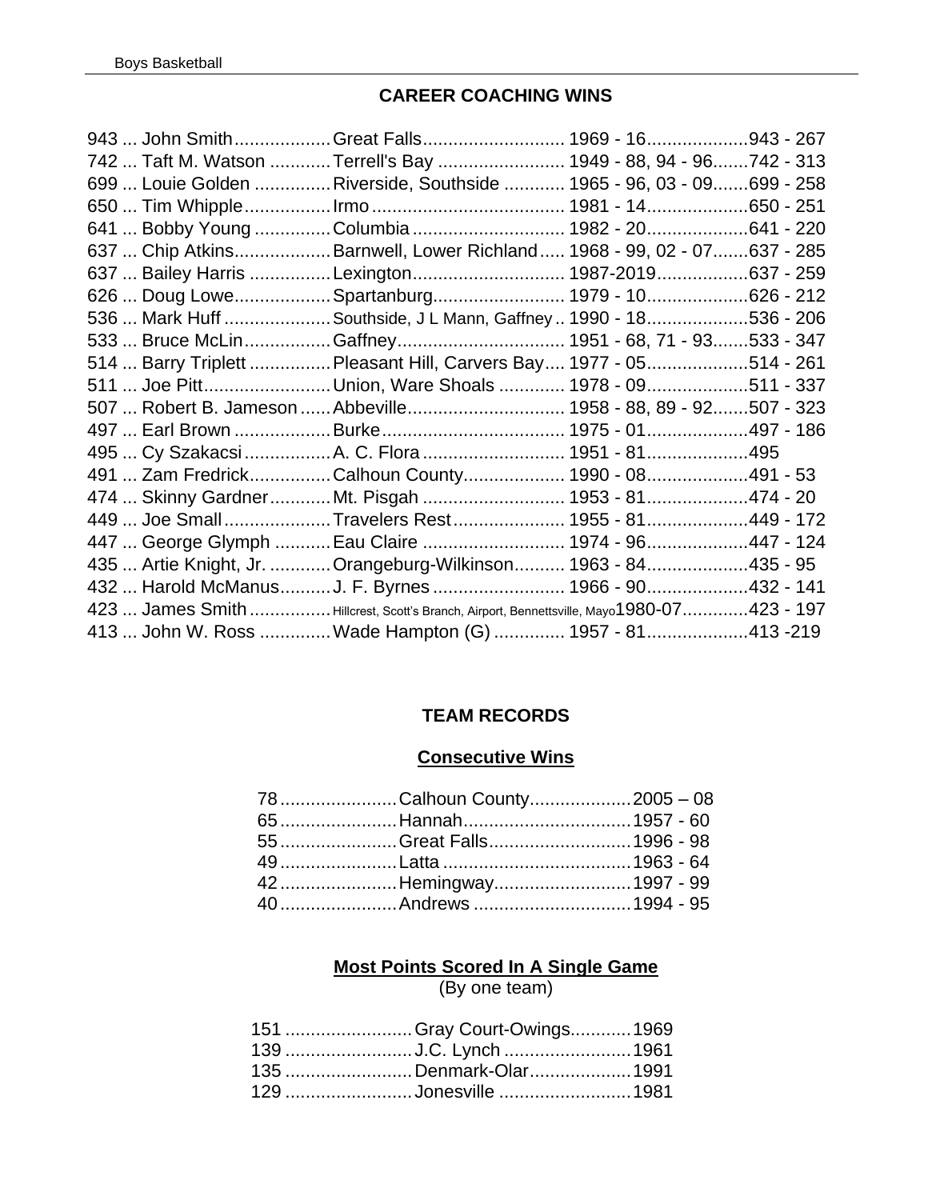## CAREER COACHING WINS

| Wins | Coach | School(s) | Years | Record |
|---|---|---|---|---|
| 943 | John Smith | Great Falls | 1969 - 16 | 943 - 267 |
| 742 | Taft M. Watson | Terrell's Bay | 1949 - 88, 94 - 96 | 742 - 313 |
| 699 | Louie Golden | Riverside, Southside | 1965 - 96, 03 - 09 | 699 - 258 |
| 650 | Tim Whipple | Irmo | 1981 - 14 | 650 - 251 |
| 641 | Bobby Young | Columbia | 1982 - 20 | 641 - 220 |
| 637 | Chip Atkins | Barnwell, Lower Richland | 1968 - 99, 02 - 07 | 637 - 285 |
| 637 | Bailey Harris | Lexington | 1987-2019 | 637 - 259 |
| 626 | Doug Lowe | Spartanburg | 1979 - 10 | 626 - 212 |
| 536 | Mark Huff | Southside, J L Mann, Gaffney | 1990 - 18 | 536 - 206 |
| 533 | Bruce McLin | Gaffney | 1951 - 68, 71 - 93 | 533 - 347 |
| 514 | Barry Triplett | Pleasant Hill, Carvers Bay | 1977 - 05 | 514 - 261 |
| 511 | Joe Pitt | Union, Ware Shoals | 1978 - 09 | 511 - 337 |
| 507 | Robert B. Jameson | Abbeville | 1958 - 88, 89 - 92 | 507 - 323 |
| 497 | Earl Brown | Burke | 1975 - 01 | 497 - 186 |
| 495 | Cy Szakacsi | A. C. Flora | 1951 - 81 | 495 |
| 491 | Zam Fredrick | Calhoun County | 1990 - 08 | 491 - 53 |
| 474 | Skinny Gardner | Mt. Pisgah | 1953 - 81 | 474 - 20 |
| 449 | Joe Small | Travelers Rest | 1955 - 81 | 449 - 172 |
| 447 | George Glymph | Eau Claire | 1974 - 96 | 447 - 124 |
| 435 | Artie Knight, Jr. | Orangeburg-Wilkinson | 1963 - 84 | 435 - 95 |
| 432 | Harold McManus | J. F. Byrnes | 1966 - 90 | 432 - 141 |
| 423 | James Smith | Hillcrest, Scott's Branch, Airport, Bennettsville, Mayo | 1980-07 | 423 - 197 |
| 413 | John W. Ross | Wade Hampton (G) | 1957 - 81 | 413 -219 |

## TEAM RECORDS

### Consecutive Wins

| Wins | School | Years |
|---|---|---|
| 78 | Calhoun County | 2005 – 08 |
| 65 | Hannah | 1957 - 60 |
| 55 | Great Falls | 1996 - 98 |
| 49 | Latta | 1963 - 64 |
| 42 | Hemingway | 1997 - 99 |
| 40 | Andrews | 1994 - 95 |

### Most Points Scored In A Single Game

(By one team)

| Points | School | Year |
|---|---|---|
| 151 | Gray Court-Owings | 1969 |
| 139 | J.C. Lynch | 1961 |
| 135 | Denmark-Olar | 1991 |
| 129 | Jonesville | 1981 |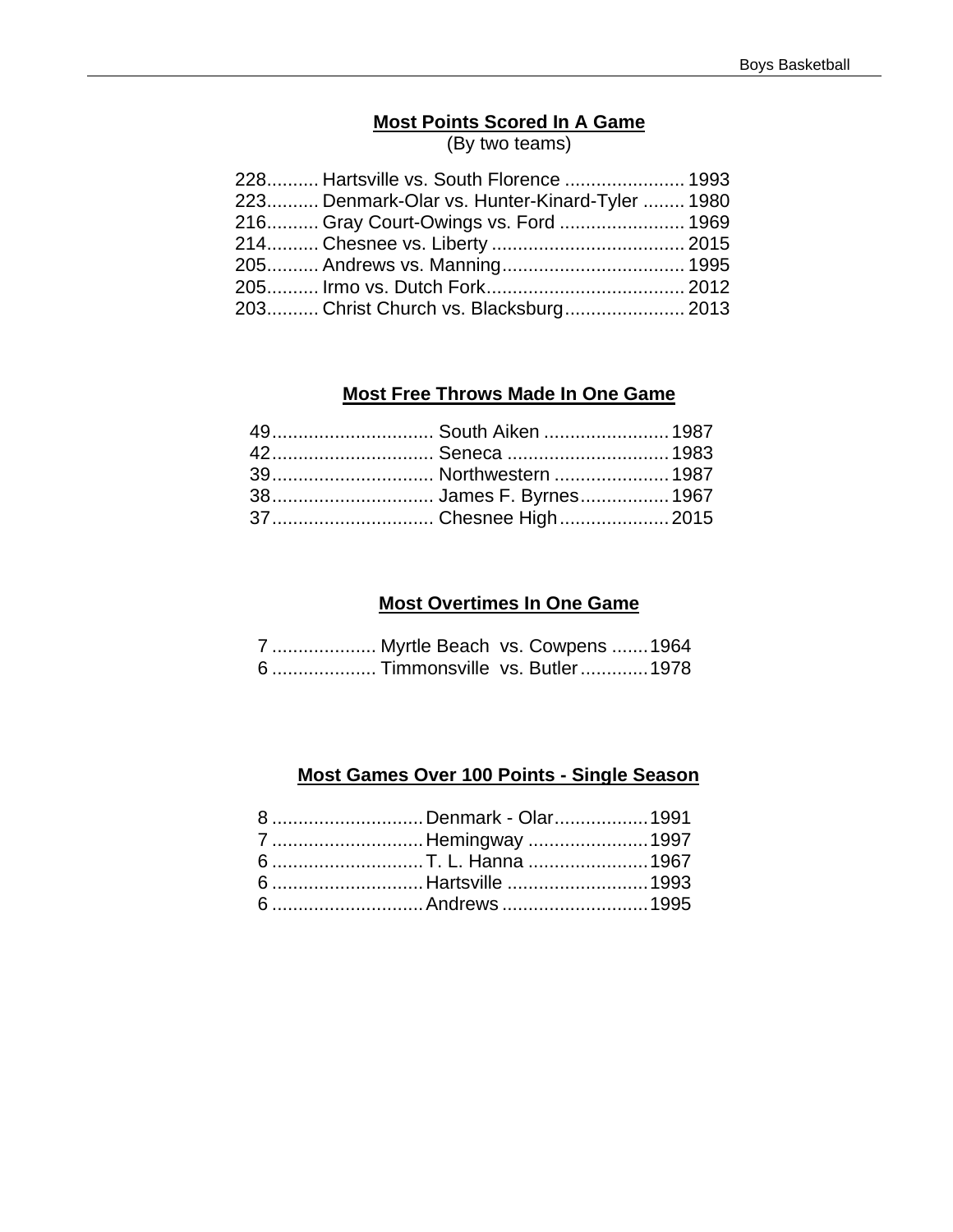## Most Points Scored In A Game

(By two teams)

228.......... Hartsville vs. South Florence ....................... 1993
223.......... Denmark-Olar vs. Hunter-Kinard-Tyler ........ 1980
216.......... Gray Court-Owings vs. Ford ........................ 1969
214.......... Chesnee vs. Liberty ..................................... 2015
205.......... Andrews vs. Manning................................... 1995
205.......... Irmo vs. Dutch Fork...................................... 2012
203.......... Christ Church vs. Blacksburg....................... 2013

## Most Free Throws Made In One Game

49............................... South Aiken ........................ 1987
42............................... Seneca ............................... 1983
39............................... Northwestern ...................... 1987
38............................... James F. Byrnes................. 1967
37............................... Chesnee High..................... 2015

## Most Overtimes In One Game

7 .................... Myrtle Beach vs. Cowpens ....... 1964
6 .................... Timmonsville vs. Butler............. 1978

## Most Games Over 100 Points - Single Season

8 ............................. Denmark - Olar.................. 1991
7 ............................. Hemingway ....................... 1997
6 ............................. T. L. Hanna ....................... 1967
6 ............................. Hartsville ........................... 1993
6 ............................. Andrews ............................ 1995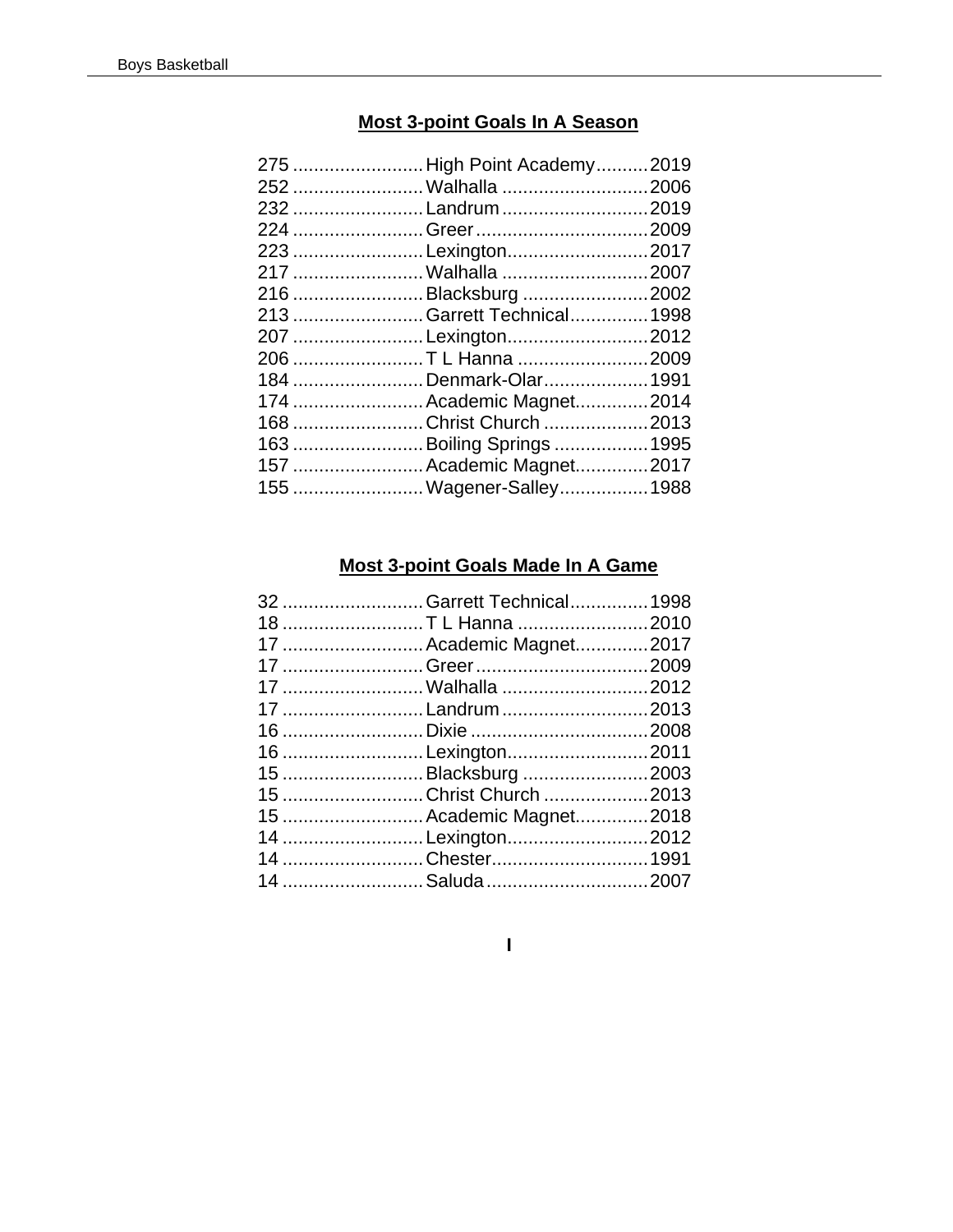## Most 3-point Goals In A Season

| Goals | School | Year |
|---|---|---|
| 275 | High Point Academy | 2019 |
| 252 | Walhalla | 2006 |
| 232 | Landrum | 2019 |
| 224 | Greer | 2009 |
| 223 | Lexington | 2017 |
| 217 | Walhalla | 2007 |
| 216 | Blacksburg | 2002 |
| 213 | Garrett Technical | 1998 |
| 207 | Lexington | 2012 |
| 206 | T L Hanna | 2009 |
| 184 | Denmark-Olar | 1991 |
| 174 | Academic Magnet | 2014 |
| 168 | Christ Church | 2013 |
| 163 | Boiling Springs | 1995 |
| 157 | Academic Magnet | 2017 |
| 155 | Wagener-Salley | 1988 |

## Most 3-point Goals Made In A Game

| Goals | School | Year |
|---|---|---|
| 32 | Garrett Technical | 1998 |
| 18 | T L Hanna | 2010 |
| 17 | Academic Magnet | 2017 |
| 17 | Greer | 2009 |
| 17 | Walhalla | 2012 |
| 17 | Landrum | 2013 |
| 16 | Dixie | 2008 |
| 16 | Lexington | 2011 |
| 15 | Blacksburg | 2003 |
| 15 | Christ Church | 2013 |
| 15 | Academic Magnet | 2018 |
| 14 | Lexington | 2012 |
| 14 | Chester | 1991 |
| 14 | Saluda | 2007 |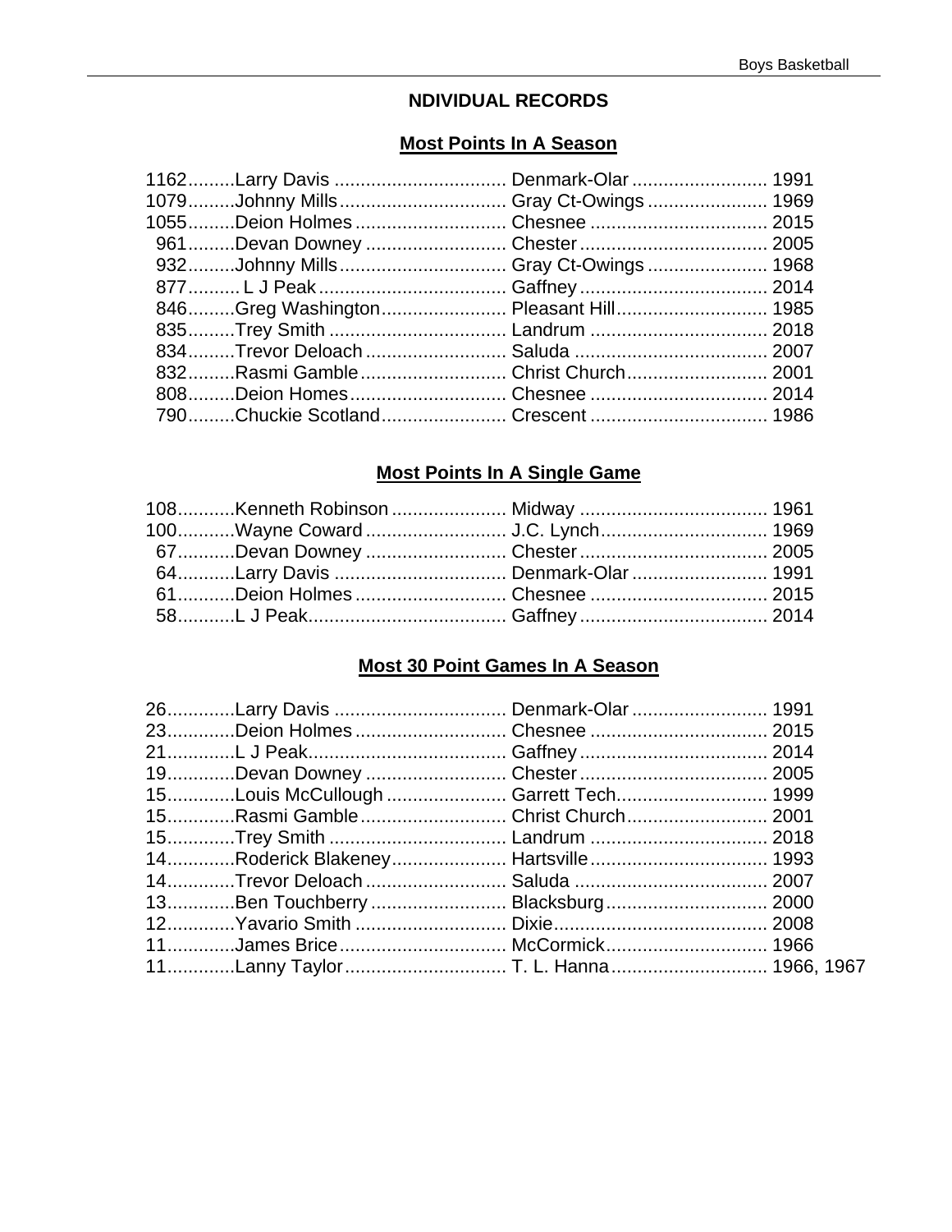## NDIVIDUAL RECORDS

### Most Points In A Season

| Points | Player | School | Year |
|---|---|---|---|
| 1162 | Larry Davis | Denmark-Olar | 1991 |
| 1079 | Johnny Mills | Gray Ct-Owings | 1969 |
| 1055 | Deion Holmes | Chesnee | 2015 |
| 961 | Devan Downey | Chester | 2005 |
| 932 | Johnny Mills | Gray Ct-Owings | 1968 |
| 877 | L J Peak | Gaffney | 2014 |
| 846 | Greg Washington | Pleasant Hill | 1985 |
| 835 | Trey Smith | Landrum | 2018 |
| 834 | Trevor Deloach | Saluda | 2007 |
| 832 | Rasmi Gamble | Christ Church | 2001 |
| 808 | Deion Homes | Chesnee | 2014 |
| 790 | Chuckie Scotland | Crescent | 1986 |

### Most Points In A Single Game

| Points | Player | School | Year |
|---|---|---|---|
| 108 | Kenneth Robinson | Midway | 1961 |
| 100 | Wayne Coward | J.C. Lynch | 1969 |
| 67 | Devan Downey | Chester | 2005 |
| 64 | Larry Davis | Denmark-Olar | 1991 |
| 61 | Deion Holmes | Chesnee | 2015 |
| 58 | L J Peak | Gaffney | 2014 |

### Most 30 Point Games In A Season

| Games | Player | School | Year |
|---|---|---|---|
| 26 | Larry Davis | Denmark-Olar | 1991 |
| 23 | Deion Holmes | Chesnee | 2015 |
| 21 | L J Peak | Gaffney | 2014 |
| 19 | Devan Downey | Chester | 2005 |
| 15 | Louis McCullough | Garrett Tech | 1999 |
| 15 | Rasmi Gamble | Christ Church | 2001 |
| 15 | Trey Smith | Landrum | 2018 |
| 14 | Roderick Blakeney | Hartsville | 1993 |
| 14 | Trevor Deloach | Saluda | 2007 |
| 13 | Ben Touchberry | Blacksburg | 2000 |
| 12 | Yavario Smith | Dixie | 2008 |
| 11 | James Brice | McCormick | 1966 |
| 11 | Lanny Taylor | T. L. Hanna | 1966, 1967 |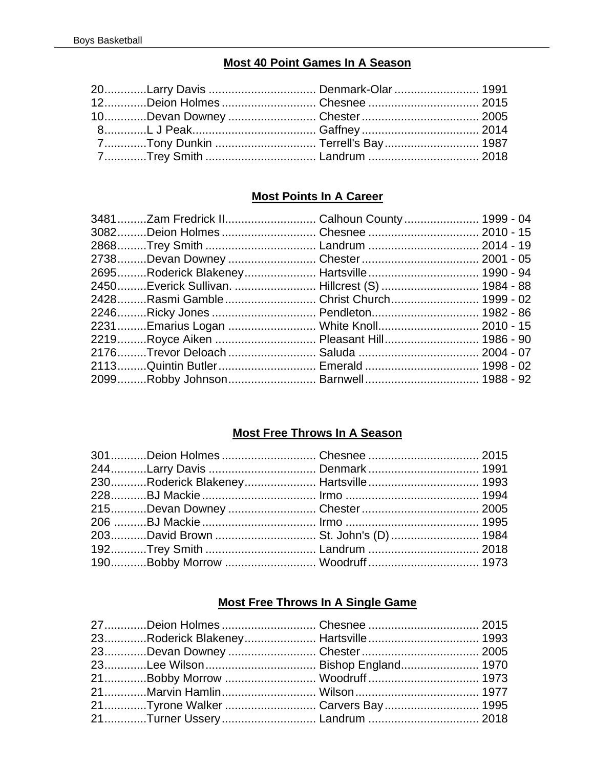## Most 40 Point Games In A Season

| | | | |
|---|---|---|---|
| 20 | Larry Davis | Denmark-Olar | 1991 |
| 12 | Deion Holmes | Chesnee | 2015 |
| 10 | Devan Downey | Chester | 2005 |
| 8 | L J Peak | Gaffney | 2014 |
| 7 | Tony Dunkin | Terrell's Bay | 1987 |
| 7 | Trey Smith | Landrum | 2018 |

## Most Points In A Career

| | | | |
|---|---|---|---|
| 3481 | Zam Fredrick II | Calhoun County | 1999 - 04 |
| 3082 | Deion Holmes | Chesnee | 2010 - 15 |
| 2868 | Trey Smith | Landrum | 2014 - 19 |
| 2738 | Devan Downey | Chester | 2001 - 05 |
| 2695 | Roderick Blakeney | Hartsville | 1990 - 94 |
| 2450 | Everick Sullivan. | Hillcrest (S) | 1984 - 88 |
| 2428 | Rasmi Gamble | Christ Church | 1999 - 02 |
| 2246 | Ricky Jones | Pendleton | 1982 - 86 |
| 2231 | Emarius Logan | White Knoll | 2010 - 15 |
| 2219 | Royce Aiken | Pleasant Hill | 1986 - 90 |
| 2176 | Trevor Deloach | Saluda | 2004 - 07 |
| 2113 | Quintin Butler | Emerald | 1998 - 02 |
| 2099 | Robby Johnson | Barnwell | 1988 - 92 |

## Most Free Throws In A Season

| | | | |
|---|---|---|---|
| 301 | Deion Holmes | Chesnee | 2015 |
| 244 | Larry Davis | Denmark | 1991 |
| 230 | Roderick Blakeney | Hartsville | 1993 |
| 228 | BJ Mackie | Irmo | 1994 |
| 215 | Devan Downey | Chester | 2005 |
| 206 | BJ Mackie | Irmo | 1995 |
| 203 | David Brown | St. John's (D) | 1984 |
| 192 | Trey Smith | Landrum | 2018 |
| 190 | Bobby Morrow | Woodruff | 1973 |

## Most Free Throws In A Single Game

| | | | |
|---|---|---|---|
| 27 | Deion Holmes | Chesnee | 2015 |
| 23 | Roderick Blakeney | Hartsville | 1993 |
| 23 | Devan Downey | Chester | 2005 |
| 23 | Lee Wilson | Bishop England | 1970 |
| 21 | Bobby Morrow | Woodruff | 1973 |
| 21 | Marvin Hamlin | Wilson | 1977 |
| 21 | Tyrone Walker | Carvers Bay | 1995 |
| 21 | Turner Ussery | Landrum | 2018 |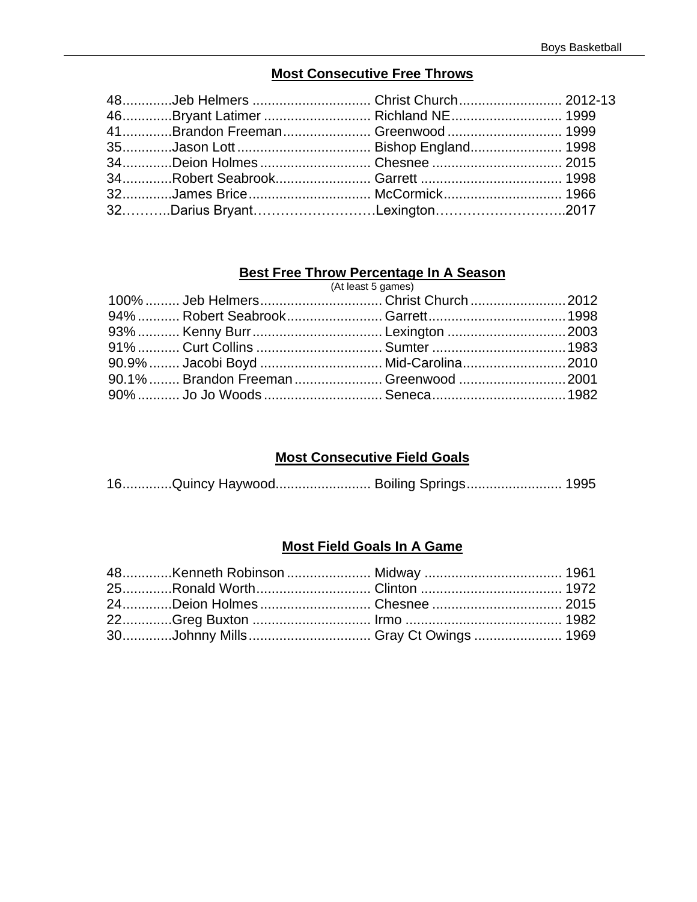## Most Consecutive Free Throws

| | | | |
|---|---|---|---|
| 48 | Jeb Helmers | Christ Church | 2012-13 |
| 46 | Bryant Latimer | Richland NE | 1999 |
| 41 | Brandon Freeman | Greenwood | 1999 |
| 35 | Jason Lott | Bishop England | 1998 |
| 34 | Deion Holmes | Chesnee | 2015 |
| 34 | Robert Seabrook | Garrett | 1998 |
| 32 | James Brice | McCormick | 1966 |
| 32 | Darius Bryant | Lexington | 2017 |

## Best Free Throw Percentage In A Season

(At least 5 games)

| | | | |
|---|---|---|---|
| 100% | Jeb Helmers | Christ Church | 2012 |
| 94% | Robert Seabrook | Garrett | 1998 |
| 93% | Kenny Burr | Lexington | 2003 |
| 91% | Curt Collins | Sumter | 1983 |
| 90.9% | Jacobi Boyd | Mid-Carolina | 2010 |
| 90.1% | Brandon Freeman | Greenwood | 2001 |
| 90% | Jo Jo Woods | Seneca | 1982 |

## Most Consecutive Field Goals

| | | | |
|---|---|---|---|
| 16 | Quincy Haywood | Boiling Springs | 1995 |

## Most Field Goals In A Game

| | | | |
|---|---|---|---|
| 48 | Kenneth Robinson | Midway | 1961 |
| 25 | Ronald Worth | Clinton | 1972 |
| 24 | Deion Holmes | Chesnee | 2015 |
| 22 | Greg Buxton | Irmo | 1982 |
| 30 | Johnny Mills | Gray Ct Owings | 1969 |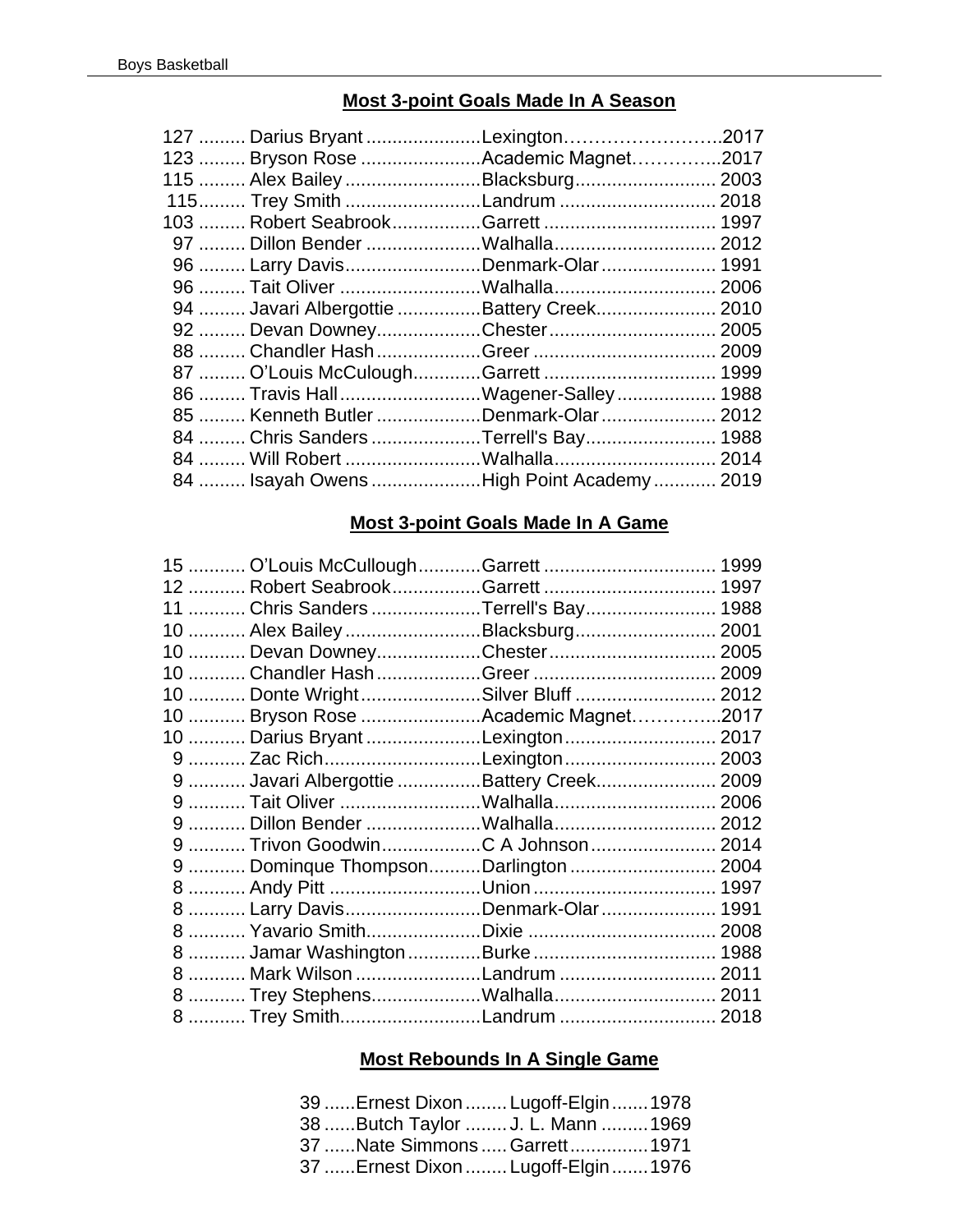## Most 3-point Goals Made In A Season

| | | | |
|---|---|---|---|
| 127 | Darius Bryant | Lexington | 2017 |
| 123 | Bryson Rose | Academic Magnet | 2017 |
| 115 | Alex Bailey | Blacksburg | 2003 |
| 115 | Trey Smith | Landrum | 2018 |
| 103 | Robert Seabrook | Garrett | 1997 |
| 97 | Dillon Bender | Walhalla | 2012 |
| 96 | Larry Davis | Denmark-Olar | 1991 |
| 96 | Tait Oliver | Walhalla | 2006 |
| 94 | Javari Albergottie | Battery Creek | 2010 |
| 92 | Devan Downey | Chester | 2005 |
| 88 | Chandler Hash | Greer | 2009 |
| 87 | O'Louis McCulough | Garrett | 1999 |
| 86 | Travis Hall | Wagener-Salley | 1988 |
| 85 | Kenneth Butler | Denmark-Olar | 2012 |
| 84 | Chris Sanders | Terrell's Bay | 1988 |
| 84 | Will Robert | Walhalla | 2014 |
| 84 | Isayah Owens | High Point Academy | 2019 |

## Most 3-point Goals Made In A Game

| | | | |
|---|---|---|---|
| 15 | O'Louis McCullough | Garrett | 1999 |
| 12 | Robert Seabrook | Garrett | 1997 |
| 11 | Chris Sanders | Terrell's Bay | 1988 |
| 10 | Alex Bailey | Blacksburg | 2001 |
| 10 | Devan Downey | Chester | 2005 |
| 10 | Chandler Hash | Greer | 2009 |
| 10 | Donte Wright | Silver Bluff | 2012 |
| 10 | Bryson Rose | Academic Magnet | 2017 |
| 10 | Darius Bryant | Lexington | 2017 |
| 9 | Zac Rich | Lexington | 2003 |
| 9 | Javari Albergottie | Battery Creek | 2009 |
| 9 | Tait Oliver | Walhalla | 2006 |
| 9 | Dillon Bender | Walhalla | 2012 |
| 9 | Trivon Goodwin | C A Johnson | 2014 |
| 9 | Dominque Thompson | Darlington | 2004 |
| 8 | Andy Pitt | Union | 1997 |
| 8 | Larry Davis | Denmark-Olar | 1991 |
| 8 | Yavario Smith | Dixie | 2008 |
| 8 | Jamar Washington | Burke | 1988 |
| 8 | Mark Wilson | Landrum | 2011 |
| 8 | Trey Stephens | Walhalla | 2011 |
| 8 | Trey Smith | Landrum | 2018 |

## Most Rebounds In A Single Game

| | | | |
|---|---|---|---|
| 39 | Ernest Dixon | Lugoff-Elgin | 1978 |
| 38 | Butch Taylor | J. L. Mann | 1969 |
| 37 | Nate Simmons | Garrett | 1971 |
| 37 | Ernest Dixon | Lugoff-Elgin | 1976 |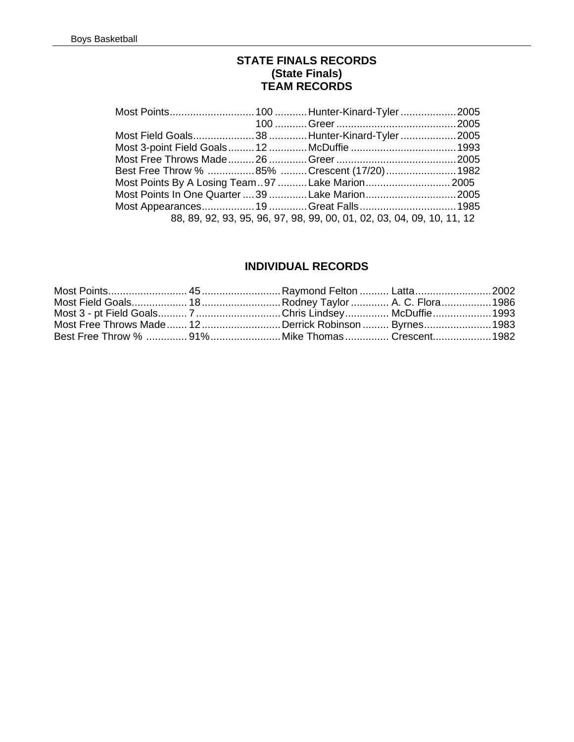## STATE FINALS RECORDS
## (State Finals)
## TEAM RECORDS

| | | | |
|---|---|---|---|
| Most Points | 100 | Hunter-Kinard-Tyler | 2005 |
| | 100 | Greer | 2005 |
| Most Field Goals | 38 | Hunter-Kinard-Tyler | 2005 |
| Most 3-point Field Goals | 12 | McDuffie | 1993 |
| Most Free Throws Made | 26 | Greer | 2005 |
| Best Free Throw % | 85% | Crescent (17/20) | 1982 |
| Most Points By A Losing Team | 97 | Lake Marion | 2005 |
| Most Points In One Quarter | 39 | Lake Marion | 2005 |
| Most Appearances | 19 | Great Falls | 1985 |

88, 89, 92, 93, 95, 96, 97, 98, 99, 00, 01, 02, 03, 04, 09, 10, 11, 12

## INDIVIDUAL RECORDS

| | | | | |
|---|---|---|---|---|
| Most Points | 45 | Raymond Felton | Latta | 2002 |
| Most Field Goals | 18 | Rodney Taylor | A. C. Flora | 1986 |
| Most 3 - pt Field Goals | 7 | Chris Lindsey | McDuffie | 1993 |
| Most Free Throws Made | 12 | Derrick Robinson | Byrnes | 1983 |
| Best Free Throw % | 91% | Mike Thomas | Crescent | 1982 |